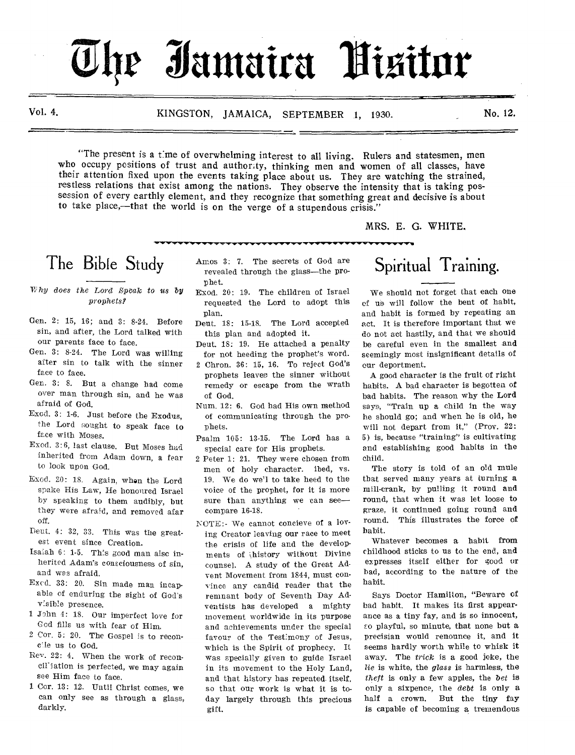# The Jamaica Visitor

Vol. 4. KINGSTON, JAMAICA, SEPTEMBER 1, 1930. No. 12.

"The present is a time of overwhelming interest to all living. Rulers and statesmen, men who occupy positions of trust and authority, thinking men and women of all classes, have their attention fixed upon the events taking place about us. They are watching the strained, restless relations that exist among the nations. They observe the intensity that is taking possession of every earthly element, and they recognize that something great and decisive is about to take place,—that the world is on the verge of a stupendous crisis."

MRS. E. G. WHITE.

## The Bible Study

*Why does the Lord Speak to us by prophets?*

Gen. 2: 15, 16; and 3: 8-24. Before sin, and after, the Lord talked with our parents face to face.

Gen. 3: 8-24. The Lord was willing after sin to talk with the sinner face to face.

Gen. 3: 8. But a change had come over man through sin, and he was afraid of God.

Exod. 3: 1-6. Just before the Exodus, the Lord sought to speak face to face with Moses.

Exod. 3:6, last clause. But Moses had inherited from Adam down, a fear to look upon God.

Exod. 20: 18. Again, when the Lord spake His Law, He honoured Israel by speaking to them audibly, but they were afraid, and removed afar off.

Deut. 4: 32, 33. This was the greatest event since Creation.

Isaiah 6: 1-5. This good man also inherited Adam's consciousness of sin, and was afraid.

Exod. 33: 20. Sin made man incapable of enduring the sight of God's visible presence.

1 John 4: 18. Our imperfect love for God fills us with fear of Him.

2 Cor. 5: 20. The Gospel is to reconcile us to God.

Rev. 22: 4. When the work of reconciliation is perfected, we may again see Him face to face.

1 Cor. 13: 12. Until Christ comes, we can only see as through a glass, darkly.

Amos 3: 7. The secrets of God are revealed through the glass—the prophet.

Exod. 20: 19. The children of Israel requested the Lord to adopt this plan.

Deut. 18: 15-18. The Lord accepted this plan and adopted it.

Deut. 18: 19. He attached a penalty for not heeding the prophet's word.

2 Chron. 36: 15, 16. To reject God's prophets leaves the sinner without remedy or escape from the wrath of God.

Num. 12: 6. God had His own method of communicating through the prophets.

Psalm 105: 13-15. The Lord has a special care for His prophets.

2 Peter 1: 21. They were chosen from men of holy character. ibed, vs. 19. We do well to take heed to the voice of the prophet, for it is more sure than anything we can see—compare 16-18.

NOTE:- We cannot concieve of a loving Creator leaving our race to meet the crisis of life and the developments of history without Divine counsel. A study of the Great Advent Movement from 1844, must convince any candid reader that the remnant body of Seventh Day Adventists has developed a mighty movement worldwide in its purpose and achievements under the special favour of the Testimony of Jesus, which is the Spirit of prophecy. It was specially given to guide Israel in its movement to the Holy Land, and that history has repeated itself, so that our work is what it is today largely through this precious gift.

## Spiritual Training.

We should not forget that each one of us will follow the bent of habit, and habit is formed by repeating an act. It is therefore important that we do not act hastily, and that we should be careful even in the smallest and seemingly most insignificant details of our deportment.

A good character is the fruit of right habits. A bad character is begotten of bad habits. The reason why the Lord says, "Train up a child in the way he should go; and when he is old, he will not depart from it," (Prov. 22: 5) is, because "training" is cultivating and establishing good habits in the child.

The story is told of an old mule that served many years at turning a mill-crank, by pulling it round and round, that when it was let loose to graze, it continued going round and round. This illustrates the force of habit.

Whatever becomes a habit from childhood sticks to us to the end, and expresses itself either for good or bad, according to the nature of the habit.

Says Doctor Hamilton, "Beware of bad habit. It makes its first appearance as a tiny fay, and is so innocent, so playful, so minute, that none but a precisian would renounce it, and it seems hardly worth while to whisk it away. The *trick* is a good joke, the *lie* is white, the *glass* is harmless, the *theft* is only a few apples, the *bet* is only a sixpence, the *debt* is only a half a crown. But the tiny fay is capable of becoming a tremendous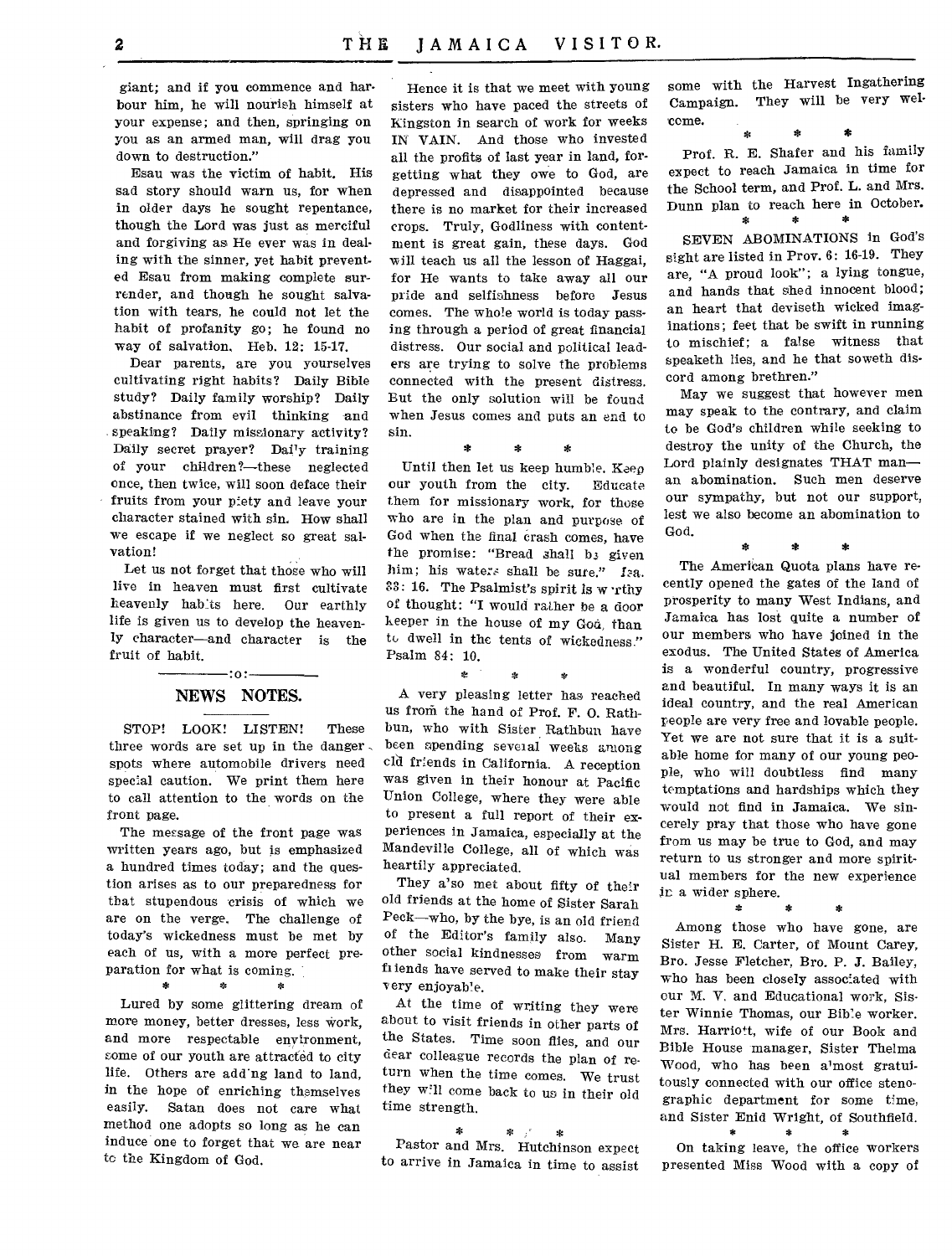giant; and if you commence and harbour him, he will nourish himself at your expense; and then, springing on you as an armed man, will drag you down to destruction."

Esau was the victim of habit. His sad story should warn us, for when in older days he sought repentance, though the Lord was just as merciful and forgiving as He ever was in dealing with the sinner, yet habit prevented Esau from making complete surrender, and though he sought salvation with tears, he could not let the habit of profanity go; he found no way of salvation. Heb. 12: 15-17.

Dear parents, are you yourselves cultivating right habits? Daily Bible study? Daily family worship? Daily abstinance from evil thinking and speaking? Daily missionary activity? Daily secret prayer? Daily training of your children?—these neglected once, then twice, will soon deface their fruits from your piety and leave your character stained with sin. How shall we escape if we neglect so great salvation!

Let us not forget that those who will live in heaven must first cultivate heavenly habits here. Our earthly life is given us to develop the heavenly character—and character is the fruit of habit.

:o:

## NEWS NOTES.

STOP! LOOK! LISTEN! These three words are set up in the danger spots where automobile drivers need special caution. We print them here to call attention to the words on the front page.

The message of the front page was written years ago, but is emphasized a hundred times today; and the question arises as to our preparedness for that stupendous crisis of which we are on the verge. The challenge of today's wickedness must be met by each of us, with a more perfect preparation for what is coming.

\* \* \*

Lured by some glittering dream of more money, better dresses, less work, and more respectable environment, some of our youth are attracted to city life. Others are adding land to land, in the hope of enriching themselves easily. Satan does not care what method one adopts so long as he can induce one to forget that we are near to the Kingdom of God.

Hence it is that we meet with young sisters who have paced the streets of Kingston in search of work for weeks IN VAIN. And those who invested all the profits of last year in land, forgetting what they owe to God, are depressed and disappointed because there is no market for their increased crops. Truly, Godliness with contentment is great gain, these days. God will teach us all the lesson of Haggai, for He wants to take away all our pride and selfishness before Jesus comes. The whole world is today passing through a period of great financial distress. Our social and political leaders are trying to solve the problems connected with the present distress. But the only solution will be found when Jesus comes and puts an end to sin.

\* \* \*

Until then let us keep humble. Keep our youth from the city. Educate them for missionary work, for those who are in the plan and purpose of God when the final crash comes, have the promise: "Bread shall be given him; his waters shall be sure." Isa. 33: 16. The Psalmist's spirit is worthy of thought: "I would rather be a door keeper in the house of my God, than to dwell in the tents of wickedness." Psalm 84: 10.

\* \* \*

A very pleasing letter has reached us from the hand of Prof. F. O. Rathbun, who with Sister Rathbun have been spending several weeks among old friends in California. A reception was given in their honour at Pacific Union College, where they were able to present a full report of their experiences in Jamaica, especially at the Mandeville College, all of which was heartily appreciated.

They also met about fifty of their old friends at the home of Sister Sarah Peck—who, by the bye, is an old friend of the Editor's family also. Many other social kindnesses from warm friends have served to make their stay very enjoyable.

At the time of writing they were about to visit friends in other parts of the States. Time soon flies, and our dear colleague records the plan of return when the time comes. We trust they will come back to us in their old time strength.

\* \* \*

Pastor and Mrs. Hutchinson expect to arrive in Jamaica in time to assist some with the Harvest Ingathering Campaign. They will be very welcome.

\* \* \*

Prof. R. E. Shafer and his family expect to reach Jamaica in time for the School term, and Prof. L. and Mrs. Dunn plan to reach here in October.

\* \* \*

SEVEN ABOMINATIONS in God's sight are listed in Prov. 6: 16-19. They are, "A proud look"; a lying tongue, and hands that shed innocent blood; an heart that deviseth wicked imaginations; feet that be swift in running to mischief; a false witness that speaketh lies, and he that soweth discord among brethren."

May we suggest that however men may speak to the contrary, and claim to be God's children while seeking to destroy the unity of the Church, the Lord plainly designates THAT man—an abomination. Such men deserve our sympathy, but not our support, lest we also become an abomination to God.

\* \* \*

The American Quota plans have recently opened the gates of the land of prosperity to many West Indians, and Jamaica has lost quite a number of our members who have joined in the exodus. The United States of America is a wonderful country, progressive and beautiful. In many ways it is an ideal country, and the real American people are very free and lovable people. Yet we are not sure that it is a suitable home for many of our young people, who will doubtless find many temptations and hardships which they would not find in Jamaica. We sincerely pray that those who have gone from us may be true to God, and may return to us stronger and more spiritual members for the new experience in a wider sphere.

\* \* \*

Among those who have gone, are Sister H. E. Carter, of Mount Carey, Bro. Jesse Fletcher, Bro. P. J. Bailey, who has been closely associated with our M. V. and Educational work, Sister Winnie Thomas, our Bible worker. Mrs. Harriott, wife of our Book and Bible House manager, Sister Thelma Wood, who has been almost gratuitously connected with our office stenographic department for some time, and Sister Enid Wright, of Southfield.

\* \* \*

On taking leave, the office workers presented Miss Wood with a copy of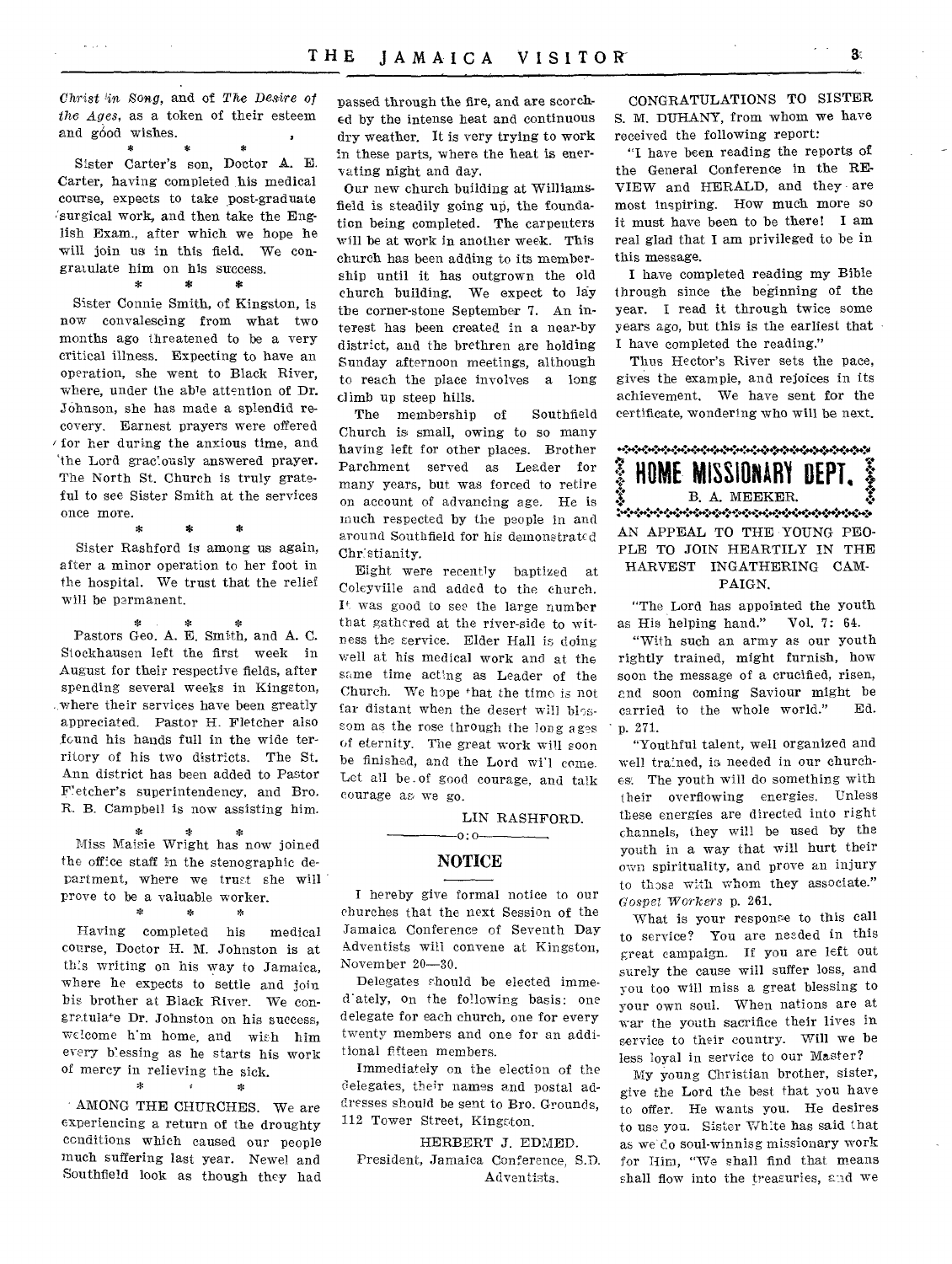*Christ in Song*, and of *The Desire of the Ages*, as a token of their esteem and good wishes.

\* \* \*

Sister Carter's son, Doctor A. E. Carter, having completed his medical course, expects to take post-graduate surgical work, and then take the English Exam., after which we hope he will join us in this field. We congratulate him on his success.

\* \* \*

Sister Connie Smith, of Kingston, is now convalescing from what two months ago threatened to be a very critical illness. Expecting to have an operation, she went to Black River, where, under the able attention of Dr. Johnson, she has made a splendid recovery. Earnest prayers were offered for her during the anxious time, and the Lord graciously answered prayer. The North St. Church is truly grateful to see Sister Smith at the services once more.

\* \* \*

Sister Rashford is among us again, after a minor operation to her foot in the hospital. We trust that the relief will be permanent.

\* \* \*

Pastors Geo. A. E. Smith, and A. C. Stockhausen left the first week in August for their respective fields, after spending several weeks in Kingston, where their services have been greatly appreciated. Pastor H. Fletcher also found his hands full in the wide territory of his two districts. The St. Ann district has been added to Pastor Fletcher's superintendency, and Bro. R. B. Campbell is now assisting him.

\* \* \*

Miss Maisie Wright has now joined the office staff in the stenographic department, where we trust she will prove to be a valuable worker.

\* \* \*

Having completed his medical course, Doctor H. M. Johnston is at this writing on his way to Jamaica, where he expects to settle and join his brother at Black River. We congratulate Dr. Johnston on his success, welcome him home, and wish him every blessing as he starts his work of mercy in relieving the sick.

\* \* \*

AMONG THE CHURCHES. We are experiencing a return of the droughty conditions which caused our people much suffering last year. Newel and Southfield look as though they had passed through the fire, and are scorched by the intense heat and continuous dry weather. It is very trying to work in these parts, where the heat is enervating night and day.

Our new church building at Williamsfield is steadily going up, the foundation being completed. The carpenters will be at work in another week. This church has been adding to its membership until it has outgrown the old church building. We expect to lay the corner-stone September 7. An interest has been created in a near-by district, and the brethren are holding Sunday afternoon meetings, although to reach the place involves a long climb up steep hills.

The membership of Southfield Church is small, owing to so many having left for other places. Brother Parchment served as Leader for many years, but was forced to retire on account of advancing age. He is much respected by the people in and around Southfield for his demonstrated Christianity.

Eight were recently baptized at Coleyville and added to the church. It was good to see the large number that gathered at the river-side to witness the service. Elder Hall is doing well at his medical work and at the same time acting as Leader of the Church. We hope that the time is not far distant when the desert will blossom as the rose through the long ages of eternity. The great work will soon be finished, and the Lord will come. Let all be of good courage, and talk courage as we go.

LIN RASHFORD.

## NOTICE

I hereby give formal notice to our churches that the next Session of the Jamaica Conference of Seventh Day Adventists will convene at Kingston, November 20—30.

Delegates should be elected immediately, on the following basis: one delegate for each church, one for every twenty members and one for an additional fifteen members.

Immediately on the election of the delegates, their names and postal addresses should be sent to Bro. Grounds, 112 Tower Street, Kingston.

HERBERT J. EDMED.
President, Jamaica Conference, S.D. Adventists.

CONGRATULATIONS TO SISTER S. M. DUHANY, from whom we have received the following report:

"I have been reading the reports of the General Conference in the REVIEW and HERALD, and they are most inspiring. How much more so it must have been to be there! I am real glad that I am privileged to be in this message.

I have completed reading my Bible through since the beginning of the year. I read it through twice some years ago, but this is the earliest that I have completed the reading."

Thus Hector's River sets the pace, gives the example, and rejoices in its achievement. We have sent for the certificate, wondering who will be next.

## HOME MISSIONARY DEPT.

B. A. MEEKER.

### AN APPEAL TO THE YOUNG PEOPLE TO JOIN HEARTILY IN THE HARVEST INGATHERING CAMPAIGN.

"The Lord has appointed the youth as His helping hand." Vol. 7: 64.

"With such an army as our youth rightly trained, might furnish, how soon the message of a crucified, risen, and soon coming Saviour might be carried to the whole world." Ed. p. 271.

"Youthful talent, well organized and well trained, is needed in our churches. The youth will do something with their overflowing energies. Unless these energies are directed into right channels, they will be used by the youth in a way that will hurt their own spirituality, and prove an injury to those with whom they associate." *Gospel Workers* p. 261.

What is your response to this call to service? You are needed in this great campaign. If you are left out surely the cause will suffer loss, and you too will miss a great blessing to your own soul. When nations are at war the youth sacrifice their lives in service to their country. Will we be less loyal in service to our Master?

My young Christian brother, sister, give the Lord the best that you have to offer. He wants you. He desires to use you. Sister White has said that as we do soul-winnisg missionary work for Him, "We shall find that means shall flow into the treasuries, and we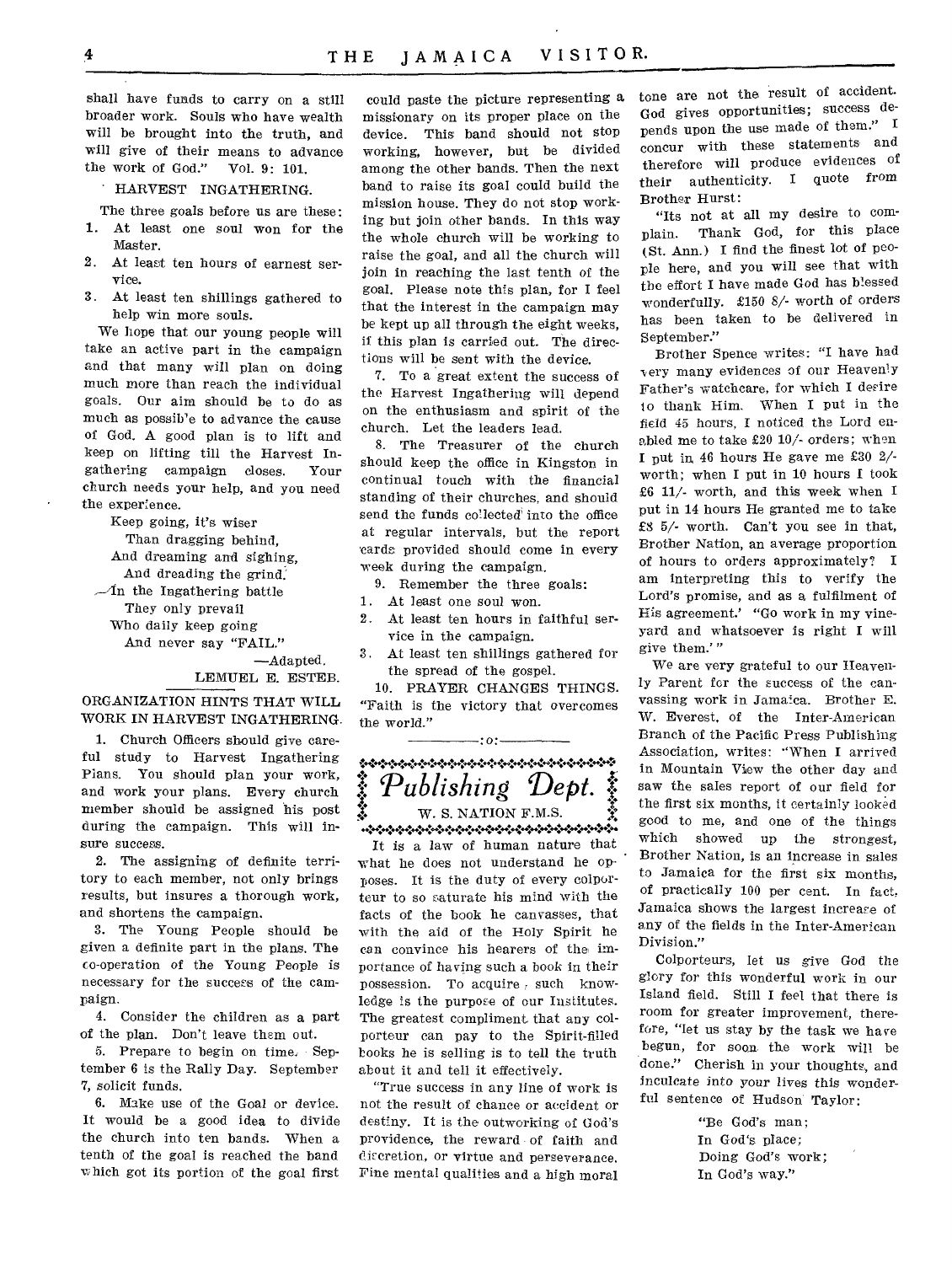shall have funds to carry on a still broader work. Souls who have wealth will be brought into the truth, and will give of their means to advance the work of God." Vol. 9: 101.

## HARVEST INGATHERING.

The three goals before us are these:

1. At least one soul won for the Master.
2. At least ten hours of earnest service.
3. At least ten shillings gathered to help win more souls.

We hope that our young people will take an active part in the campaign and that many will plan on doing much more than reach the individual goals. Our aim should be to do as much as possible to advance the cause of God. A good plan is to lift and keep on lifting till the Harvest Ingathering campaign closes. Your church needs your help, and you need the experience.

> Keep going, it's wiser
> Than dragging behind,
> And dreaming and sighing,
> And dreading the grind.
> In the Ingathering battle
> They only prevail
> Who daily keep going
> And never say "FAIL."
>
> —Adapted.

LEMUEL E. ESTEB.

## ORGANIZATION HINTS THAT WILL WORK IN HARVEST INGATHERING.

1. Church Officers should give careful study to Harvest Ingathering Plans. You should plan your work, and work your plans. Every church member should be assigned his post during the campaign. This will insure success.

2. The assigning of definite territory to each member, not only brings results, but insures a thorough work, and shortens the campaign.

3. The Young People should be given a definite part in the plans. The co-operation of the Young People is necessary for the success of the campaign.

4. Consider the children as a part of the plan. Don't leave them out.

5. Prepare to begin on time. September 6 is the Rally Day. September 7, solicit funds.

6. Make use of the Goal or device. It would be a good idea to divide the church into ten bands. When a tenth of the goal is reached the band which got its portion of the goal first could paste the picture representing a missionary on its proper place on the device. This band should not stop working, however, but be divided among the other bands. Then the next band to raise its goal could build the mission house. They do not stop working but join other bands. In this way the whole church will be working to raise the goal, and all the church will join in reaching the last tenth of the goal. Please note this plan, for I feel that the interest in the campaign may be kept up all through the eight weeks, if this plan is carried out. The directions will be sent with the device.

7. To a great extent the success of the Harvest Ingathering will depend on the enthusiasm and spirit of the church. Let the leaders lead.

8. The Treasurer of the church should keep the office in Kingston in continual touch with the financial standing of their churches, and should send the funds collected into the office at regular intervals, but the report cards provided should come in every week during the campaign.

9. Remember the three goals:

1. At least one soul won.
2. At least ten hours in faithful service in the campaign.
3. At least ten shillings gathered for the spread of the gospel.

10. PRAYER CHANGES THINGS. "Faith is the victory that overcomes the world."

---

# Publishing Dept.

W. S. NATION F.M.S.

It is a law of human nature that what he does not understand he opposes. It is the duty of every colporteur to so saturate his mind with the facts of the book he canvasses, that with the aid of the Holy Spirit he can convince his hearers of the importance of having such a book in their possession. To acquire such knowledge is the purpose of our Institutes. The greatest compliment that any colporteur can pay to the Spirit-filled books he is selling is to tell the truth about it and tell it effectively.

"True success in any line of work is not the result of chance or accident or destiny. It is the outworking of God's providence, the reward of faith and discretion, or virtue and perseverance. Fine mental qualities and a high moral tone are not the result of accident. God gives opportunities; success depends upon the use made of them." I concur with these statements and therefore will produce evidences of their authenticity. I quote from Brother Hurst:

"Its not at all my desire to complain. Thank God, for this place (St. Ann.) I find the finest lot of people here, and you will see that with the effort I have made God has blessed wonderfully. £150 8/- worth of orders has been taken to be delivered in September."

Brother Spence writes: "I have had very many evidences of our Heavenly Father's watchcare, for which I desire to thank Him. When I put in the field 45 hours, I noticed the Lord enabled me to take £20 10/- orders; when I put in 46 hours He gave me £30 2/- worth; when I put in 10 hours I took £6 11/- worth, and this week when I put in 14 hours He granted me to take £8 5/- worth. Can't you see in that, Brother Nation, an average proportion of hours to orders approximately? I am interpreting this to verify the Lord's promise, and as a fulfilment of His agreement.' "Go work in my vineyard and whatsoever is right I will give them.'"

We are very grateful to our Heavenly Parent for the success of the canvassing work in Jamaica. Brother E. W. Everest, of the Inter-American Branch of the Pacific Press Publishing Association, writes: "When I arrived in Mountain View the other day and saw the sales report of our field for the first six months, it certainly looked good to me, and one of the things which showed up the strongest, Brother Nation, is an increase in sales to Jamaica for the first six months, of practically 100 per cent. In fact, Jamaica shows the largest increase of any of the fields in the Inter-American Division."

Colporteurs, let us give God the glory for this wonderful work in our Island field. Still I feel that there is room for greater improvement, therefore, "let us stay by the task we have begun, for soon the work will be done." Cherish in your thoughts, and inculcate into your lives this wonderful sentence of Hudson Taylor:

> "Be God's man;
> In God's place;
> Doing God's work;
> In God's way."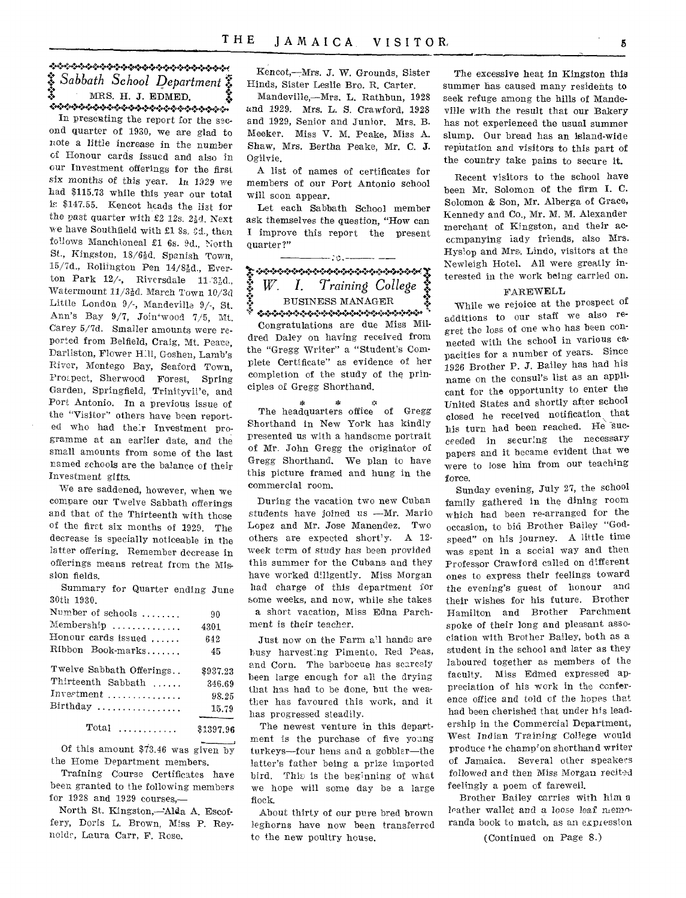## Sabbath School Department

MRS. H. J. EDMED.

In presenting the report for the second quarter of 1930, we are glad to note a little increase in the number of Honour cards issued and also in our Investment offerings for the first six months of this year. In 1929 we had $115.73 while this year our total is $147.55. Kencot heads the list for the past quarter with £2 12s. 2½d. Next we have Southfield with £1 8s. 2d., then follows Manchioneal £1 6s. 9d., North St., Kingston, 18/6½d. Spanish Town, 15/7d., Rollington Pen 14/8½d., Everton Park 12/-, Riversdale 11/3½d., Watermount 11/3½d. March Town 10/3d Little London 9/-, Mandeville 9/-, St. Ann's Bay 9/7, Jointwood 7/5, Mt. Carey 5/7d. Smaller amounts were reported from Belfield, Craig, Mt. Peace, Darliston, Flower Hill, Goshen, Lamb's River, Montego Bay, Seaford Town, Prospect, Sherwood Forest, Spring Garden, Springfield, Trinityville, and Port Antonio. In a previous issue of the "Visitor" others have been reported who had their Investment programme at an earlier date, and the small amounts from some of the last named schools are the balance of their Investment gifts.

We are saddened, however, when we compare our Twelve Sabbath offerings and that of the Thirteenth with those of the first six months of 1929. The decrease is specially noticeable in the latter offering. Remember decrease in offerings means retreat from the Mission fields.

Summary for Quarter ending June 30th 1930.

| | |
|---|---|
| Number of schools | 90 |
| Membership | 4301 |
| Honour cards issued | 642 |
| Ribbon Book-marks | 45 |
| Twelve Sabbath Offerings | $937.23 |
| Thirteenth Sabbath | 346.69 |
| Investment | 98.25 |
| Birthday | 15.79 |
| Total | $1397.96 |

Of this amount $73.46 was given by the Home Department members.

Training Course Certificates have been granted to the following members for 1928 and 1929 courses,—

North St. Kingston,—Alda A. Escoffery, Doris L. Brown, Miss P. Reynolds, Laura Carr, F. Rose.

Kencot,—Mrs. J. W. Grounds, Sister Hinds, Sister Leslie Bro. R. Carter.

Mandeville,—Mrs. L. Rathbun, 1928 and 1929. Mrs. L. S. Crawford, 1928 and 1929, Senior and Junior. Mrs. B. Meeker. Miss V. M. Peake, Miss A. Shaw, Mrs. Bertha Peake, Mr. C. J. Ogilvie.

A list of names of certificates for members of our Port Antonio school will soon appear.

Let each Sabbath School member ask themselves the question, "How can I improve this report the present quarter?"

---

## W. I. Training College

BUSINESS MANAGER

Congratulations are due Miss Mildred Daley on having received from the "Gregg Writer" a "Student's Complete Certificate" as evidence of her completion of the study of the principles of Gregg Shorthand.

\* \* \*

The headquarters office of Gregg Shorthand in New York has kindly presented us with a handsome portrait of Mr. John Gregg the originator of Gregg Shorthand. We plan to have this picture framed and hung in the commercial room.

During the vacation two new Cuban students have joined us —Mr. Mario Lopez and Mr. Jose Manendez. Two others are expected shortly. A 12-week term of study has been provided this summer for the Cubans and they have worked diligently. Miss Morgan had charge of this department for some weeks, and now, while she takes a short vacation, Miss Edna Parchment is their teacher.

Just now on the Farm all hands are busy harvesting Pimento, Red Peas, and Corn. The barbecue has scarcely been large enough for all the drying that has had to be done, but the weather has favoured this work, and it has progressed steadily.

The newest venture in this department is the purchase of five young turkeys—four hens and a gobbler—the latter's father being a prize imported bird. This is the beginning of what we hope will some day be a large flock.

About thirty of our pure bred brown leghorns have now been transferred to the new poultry house.

The excessive heat in Kingston this summer has caused many residents to seek refuge among the hills of Mandeville with the result that our Bakery has not experienced the usual summer slump. Our bread has an island-wide reputation and visitors to this part of the country take pains to secure it.

Recent visitors to the school have been Mr. Solomon of the firm I. C. Solomon & Son, Mr. Alberga of Grace, Kennedy and Co., Mr. M. M. Alexander merchant of Kingston, and their accompanying lady friends, also Mrs. Hyslop and Mrs. Lindo, visitors at the Newleigh Hotel. All were greatly interested in the work being carried on.

### FAREWELL

While we rejoice at the prospect of additions to our staff we also regret the loss of one who has been connected with the school in various capacities for a number of years. Since 1926 Brother P. J. Bailey has had his name on the consul's list as an applicant for the opportunity to enter the United States and shortly after school closed he received notification that his turn had been reached. He succeeded in securing the necessary papers and it became evident that we were to lose him from our teaching force.

Sunday evening, July 27, the school family gathered in the dining room which had been re-arranged for the occasion, to bid Brother Bailey "God-speed" on his journey. A little time was spent in a social way and then Professor Crawford called on different ones to express their feelings toward the evening's guest of honour and their wishes for his future. Brother Hamilton and Brother Parchment spoke of their long and pleasant association with Brother Bailey, both as a student in the school and later as they laboured together as members of the faculty. Miss Edmed expressed appreciation of his work in the conference office and told of the hopes that had been cherished that under his leadership in the Commercial Department, West Indian Training College would produce the champion shorthand writer of Jamaica. Several other speakers followed and then Miss Morgan recited feelingly a poem of farewell.

Brother Bailey carries with him a leather wallet and a loose leaf memoranda book to match, as an expression

(Continued on Page 8.)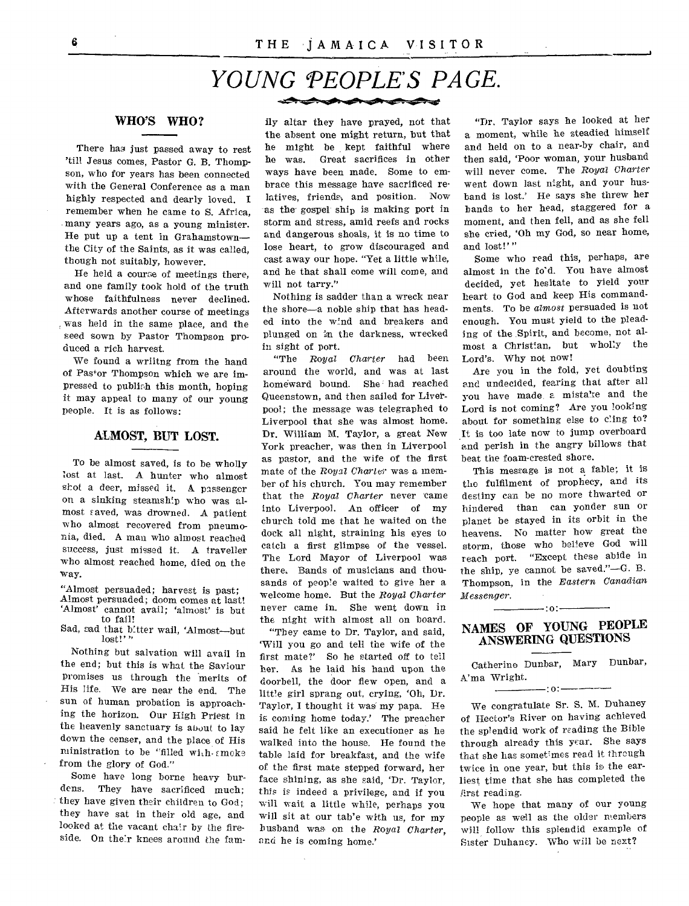# YOUNG PEOPLE'S PAGE.

## WHO'S WHO?

There has just passed away to rest 'till Jesus comes, Pastor G. B. Thompson, who for years has been connected with the General Conference as a man highly respected and dearly loved. I remember when he came to S. Africa, many years ago, as a young minister. He put up a tent in Grahamstown—the City of the Saints, as it was called, though not suitably, however.

He held a course of meetings there, and one family took hold of the truth whose faithfulness never declined. Afterwards another course of meetings was held in the same place, and the seed sown by Pastor Thompson produced a rich harvest.

We found a wriitng from the hand of Pastor Thompson which we are impressed to publish this month, hoping it may appeal to many of our young people. It is as follows:

## ALMOST, BUT LOST.

To be almost saved, is to be wholly lost at last. A hunter who almost shot a deer, missed it. A passenger on a sinking steamship who was almost saved, was drowned. A patient who almost recovered from pneumonia, died. A man who almost reached success, just missed it. A traveller who almost reached home, died on the way.

"Almost persuaded; harvest is past;
Almost persuaded; doom comes at last!
'Almost' cannot avail; 'almost' is but to fail!
Sad, sad that bitter wail, 'Almost—but lost!'"

Nothing but salvation will avail in the end; but this is what the Saviour promises us through the merits of His life. We are near the end. The sun of human probation is approaching the horizon. Our High Priest in the heavenly sanctuary is about to lay down the censer, and the place of His ministration to be "filled with smoke from the glory of God."

Some have long borne heavy burdens. They have sacrificed much; they have given their children to God; they have sat in their old age, and looked at the vacant chair by the fireside. On their knees around the family altar they have prayed, not that the absent one might return, but that he might be kept faithful where he was. Great sacrifices in other ways have been made. Some to embrace this message have sacrificed relatives, friends, and position. Now as the gospel ship is making port in storm and stress, amid reefs and rocks and dangerous shoals, it is no time to lose heart, to grow discouraged and cast away our hope. "Yet a little while, and he that shall come will come, and will not tarry."

Nothing is sadder than a wreck near the shore—a noble ship that has headed into the wind and breakers and plunged on in the darkness, wrecked in sight of port.

"The *Royal Charter* had been around the world, and was at last homeward bound. She had reached Queenstown, and then sailed for Liverpool; the message was telegraphed to Liverpool that she was almost home. Dr. William M. Taylor, a great New York preacher, was then in Liverpool as pastor, and the wife of the first mate of the *Royal Charter* was a member of his church. You may remember that the *Royal Charter* never came into Liverpool. An officer of my church told me that he waited on the dock all night, straining his eyes to catch a first glimpse of the vessel. The Lord Mayor of Liverpool was there. Bands of musicians and thousands of people waited to give her a welcome home. But the *Royal Charter* never came in. She went down in the night with almost all on board.

"They came to Dr. Taylor, and said, 'Will you go and tell the wife of the first mate?' So he started off to tell her. As he laid his hand upon the doorbell, the door flew open, and a little girl sprang out, crying, 'Oh, Dr. Taylor, I thought it was my papa. He is coming home today.' The preacher said he felt like an executioner as he walked into the house. He found the table laid for breakfast, and the wife of the first mate stepped forward, her face shining, as she said, 'Dr. Taylor, this is indeed a privilege, and if you will wait a little while, perhaps you will sit at our table with us, for my husband was on the *Royal Charter*, and he is coming home.'

"Dr. Taylor says he looked at her a moment, while he steadied himself and held on to a near-by chair, and then said, 'Poor woman, your husband will never come. The *Royal Charter* went down last night, and your husband is lost.' He says she threw her hands to her head, staggered for a moment, and then fell, and as she fell she cried, 'Oh my God, so near home, and lost!'"

Some who read this, perhaps, are almost in the fold. You have almost decided, yet hesitate to yield your heart to God and keep His commandments. To be *almost* persuaded is not enough. You must yield to the pleading of the Spirit, and become, not almost a Christian, but wholly the Lord's. Why not now!

Are you in the fold, yet doubting and undecided, fearing that after all you have made a mistake and the Lord is not coming? Are you looking about for something else to cling to? It is too late now to jump overboard and perish in the angry billows that beat the foam-crested shore.

This message is not a fable; it is the fulfilment of prophecy, and its destiny can be no more thwarted or hindered than can yonder sun or planet be stayed in its orbit in the heavens. No matter how great the storm, those who believe God will reach port. "Except these abide in the ship, ye cannot be saved."—G. B. Thompson, in the *Eastern Canadian Messenger.*

---

## NAMES OF YOUNG PEOPLE ANSWERING QUESTIONS

Catherine Dunbar, Mary Dunbar, A'ma Wright.

---

We congratulate Sr. S. M. Duhaney of Hector's River on having achieved the splendid work of reading the Bible through already this year. She says that she has sometimes read it through twice in one year, but this is the earliest time that she has completed the first reading.

We hope that many of our young people as well as the older members will follow this splendid example of Sister Duhaney. Who will be next?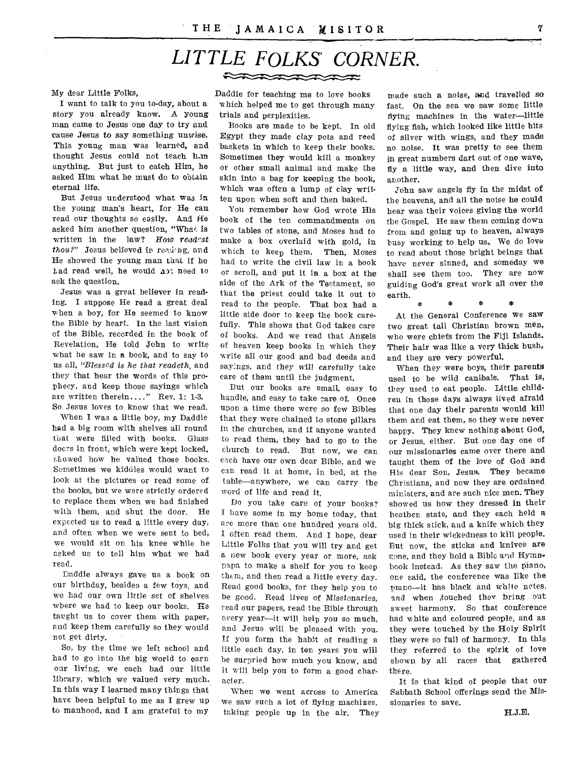# LITTLE FOLKS' CORNER.

My dear Little Folks,

I want to talk to you to-day, about a story you already know. A young man came to Jesus one day to try and cause Jesus to say something unwise. This young man was learned, and thought Jesus could not teach him anything. But just to catch Him, he asked Him what he must do to obtain eternal life.

But Jesus understood what was in the young man's heart, for He can read our thoughts so easily. And He asked him another question, "What is written in the law? *How readest thou?*" Jesus believed in reading, and He showed the young man that if he had read well, he would not need to ask the question.

Jesus was a great believer in reading. I suppose He read a great deal when a boy, for He seemed to know the Bible by heart. In the last vision of the Bible, recorded in the book of Revelation, He told John to write what he saw in a book, and to say to us all, "*Blessed is he that readeth*, and they that hear the words of this prophecy, and keep those sayings which are written therein...." Rev. 1: 1-3. So Jesus loves to know that we read.

When I was a little boy, my Daddie had a big room with shelves all round that were filled with books. Glass doors in front, which were kept locked, showed how he valued those books. Sometimes we kiddies would want to look at the pictures or read some of the books, but we were strictly ordered to replace them when we had finished with them, and shut the door. He expected us to read a little every day, and often when we were sent to bed, we would sit on his knee while he asked us to tell him what we had read.

Daddie always gave us a book on our birthday, besides a few toys, and we had our own little set of shelves where we had to keep our books. He taught us to cover them with paper, and keep them carefully so they would not get dirty.

So, by the time we left school and had to go into the big world to earn our living, we each had our little library, which we valued very much. In this way I learned many things that have been helpful to me as I grew up to manhood, and I am grateful to my Daddie for teaching me to love books which helped me to get through many trials and perplexities.

Books are made to be kept. In old Egypt they made clay pots and reed baskets in which to keep their books. Sometimes they would kill a monkey or other small animal and make the skin into a bag for keeping the book, which was often a lump of clay written upon when soft and then baked.

You remember how God wrote His book of the ten commandments on two tables of stone, and Moses had to make a box overlaid with gold, in which to keep them. Then, Moses had to write the civil law in a book or scroll, and put it in a box at the side of the Ark of the Testament, so that the priest could take it out to read to the people. That box had a little side door to keep the book carefully. This shows that God takes care of books. And we read that Angels of heaven keep books in which they write all our good and bad deeds and sayings, and they will carefully take care of them until the judgment.

But our books are small, easy to handle, and easy to take care of. Once upon a time there were so few Bibles that they were chained to stone pillars in the churches, and if anyone wanted to read them, they had to go to the church to read. But now, we can each have our own dear Bible, and we can read it at home, in bed, at the table—anywhere, we can carry the word of life and read it.

Do you take care of your books? I have some in my home today, that are more than one hundred years old. I often read them. And I hope, dear Little Folks that you will try and get a new book every year or more, ask papa to make a shelf for you to keep them, and then read a little every day. Read good books, for they help you to be good. Read lives of Missionaries, read our papers, read the Bible through every year—it will help you so much, and Jesus will be pleased with you. If you form the habit of reading a little each day, in ten years you will be surpried how much you know, and it will help you to form a good character.

When we went across to America we saw such a lot of flying machines, taking people up in the air. They made such a noise, and travelled so fast. On the sea we saw some little flying machines in the water—little flying fish, which looked like little bits of silver with wings, and they made no noise. It was pretty to see them in great numbers dart out of one wave, fly a little way, and then dive into another.

John saw angels fly in the midst of the heavens, and all the noise he could hear was their voices giving the world the Gospel. He saw them coming down from and going up to heaven, always busy working to help us. We do love to read about those bright beings that have never sinned, and someday we shall see them too. They are now guiding God's great work all over the earth.

\* \* \* \*

At the General Conference we saw two great tall Christian brown men, who were chiefs from the Fiji Islands. Their hair was like a very thick bush, and they are very powerful.

When they were boys, their parents used to be wild canibals. That is, they used to eat people. Little children in those days always lived afraid that one day their parents would kill them and eat them, so they were never happy. They knew nothing about God, or Jesus, either. But one day one of our missionaries came over there and taught them of the love of God and His dear Son, Jesus. They became Christians, and now they are ordained ministers, and are such nice men. They showed us how they dressed in their heathen state, and they each held a big thick stick, and a knife which they used in their wickedness to kill people. But now, the sticks and knives are gone, and they hold a Bible and Hymnbook instead. As they saw the piano, one said, the conference was like the piano—it has black and white notes, and when touched they bring out sweet harmony. So that conference had white and coloured people, and as they were touched by the Holy Spirit they were so full of harmony. In this they referred to the spirit of love shown by all races that gathered there.

It is that kind of people that our Sabbath School offerings send the Missionaries to save.

H.J.E.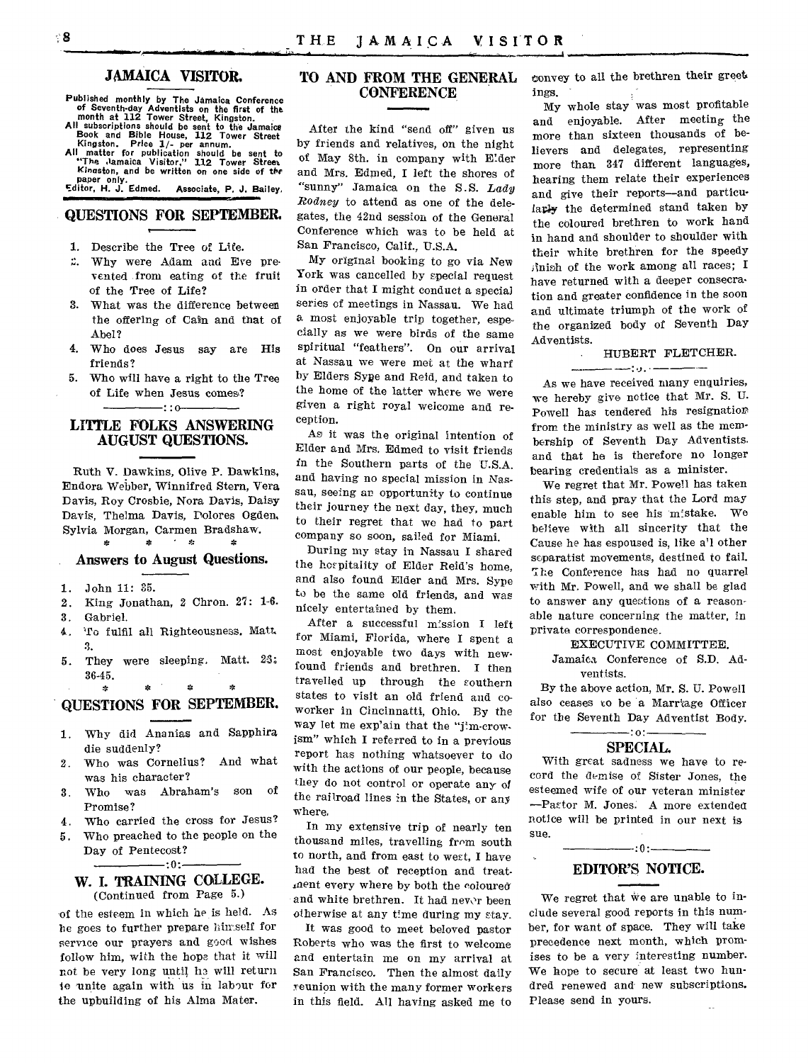## JAMAICA VISITOR.

Published monthly by The Jamaica Conference of Seventh-day Adventists on the first of the month at 112 Tower Street, Kingston.

All subscriptions should be sent to the Jamaica Book and Bible House, 112 Tower Street Kingston. Price 1/- per annum.

All matter for publication should be sent to "The Jamaica Visitor," 112 Tower Street Kingston, and be written on one side of the paper only.

Editor, H. J. Edmed. Associate, P. J. Bailey.

## QUESTIONS FOR SEPTEMBER.

1. Describe the Tree of Life.
2. Why were Adam and Eve prevented from eating of the fruit of the Tree of Life?
3. What was the difference between the offering of Cain and that of Abel?
4. Who does Jesus say are His friends?
5. Who will have a right to the Tree of Life when Jesus comes?

## LITTLE FOLKS ANSWERING AUGUST QUESTIONS.

Ruth V. Dawkins, Olive P. Dawkins, Endora Webber, Winnifred Stern, Vera Davis, Roy Crosbie, Nora Davis, Daisy Davis, Thelma Davis, Dolores Ogden, Sylvia Morgan, Carmen Bradshaw.

\* \* \* \*

### Answers to August Questions.

1. John 11: 35.
2. King Jonathan, 2 Chron. 27: 1-6.
3. Gabriel.
4. To fulfil all Righteousness. Matt. 3.
5. They were sleeping. Matt. 23: 36-45.

\* \* \* \*

## QUESTIONS FOR SEPTEMBER.

1. Why did Ananias and Sapphira die suddenly?
2. Who was Cornelius? And what was his character?
3. Who was Abraham's son of Promise?
4. Who carried the cross for Jesus?
5. Who preached to the people on the Day of Pentecost?

## W. I. TRAINING COLLEGE.

(Continued from Page 5.)

of the esteem in which he is held. As he goes to further prepare himself for service our prayers and good wishes follow him, with the hope that it will not be very long until he will return to unite again with us in labour for the upbuilding of his Alma Mater.

## TO AND FROM THE GENERAL CONFERENCE

After the kind "send off" given us by friends and relatives, on the night of May 8th. in company with Elder and Mrs. Edmed, I left the shores of "sunny" Jamaica on the S.S. *Lady Rodney* to attend as one of the delegates, the 42nd session of the General Conference which was to be held at San Francisco, Calif., U.S.A.

My original booking to go via New York was cancelled by special request in order that I might conduct a special series of meetings in Nassau. We had a most enjoyable trip together, especially as we were birds of the same spiritual "feathers". On our arrival at Nassau we were met at the wharf by Elders Sype and Reid, and taken to the home of the latter where we were given a right royal welcome and reception.

As it was the original intention of Elder and Mrs. Edmed to visit friends in the Southern parts of the U.S.A. and having no special mission in Nassau, seeing an opportunity to continue their journey the next day, they, much to their regret that we had to part company so soon, sailed for Miami.

During my stay in Nassau I shared the hospitality of Elder Reid's home, and also found Elder and Mrs. Sype to be the same old friends, and was nicely entertained by them.

After a successful mission I left for Miami, Florida, where I spent a most enjoyable two days with new-found friends and brethren. I then travelled up through the southern states to visit an old friend and co-worker in Cincinnatti, Ohio. By the way let me exp'ain that the "jim-crowism" which I referred to in a previous report has nothing whatsoever to do with the actions of our people, because they do not control or operate any of the railroad lines in the States, or any where.

In my extensive trip of nearly ten thousand miles, travelling from south to north, and from east to west, I have had the best of reception and treatment every where by both the coloured and white brethren. It had never been otherwise at any time during my stay.

It was good to meet beloved pastor Roberts who was the first to welcome and entertain me on my arrival at San Francisco. Then the almost daily reunion with the many former workers in this field. All having asked me to convey to all the brethren their greetings.

My whole stay was most profitable and enjoyable. After meeting the more than sixteen thousands of believers and delegates, representing more than 347 different languages, hearing them relate their experiences and give their reports—and particularly the determined stand taken by the coloured brethren to work hand in hand and shoulder to shoulder with their white brethren for the speedy finish of the work among all races; I have returned with a deeper consecration and greater confidence in the soon and ultimate triumph of the work of the organized body of Seventh Day Adventists.

HUBERT FLETCHER.

As we have received many enquiries, we hereby give notice that Mr. S. U. Powell has tendered his resignation from the ministry as well as the membership of Seventh Day Adventists, and that he is therefore no longer bearing credentials as a minister.

We regret that Mr. Powell has taken this step, and pray that the Lord may enable him to see his mistake. We believe with all sincerity that the Cause he has espoused is, like all other separatist movements, destined to fail. The Conference has had no quarrel with Mr. Powell, and we shall be glad to answer any questions of a reasonable nature concerning the matter, in private correspondence.

EXECUTIVE COMMITTEE.
Jamaica Conference of S.D. Adventists.

By the above action, Mr. S. U. Powell also ceases to be a Marriage Officer for the Seventh Day Adventist Body.

## SPECIAL.

With great sadness we have to record the demise of Sister Jones, the esteemed wife of our veteran minister —Pastor M. Jones. A more extended notice will be printed in our next issue.

## EDITOR'S NOTICE.

We regret that we are unable to include several good reports in this number, for want of space. They will take precedence next month, which promises to be a very interesting number. We hope to secure at least two hundred renewed and new subscriptions. Please send in yours.